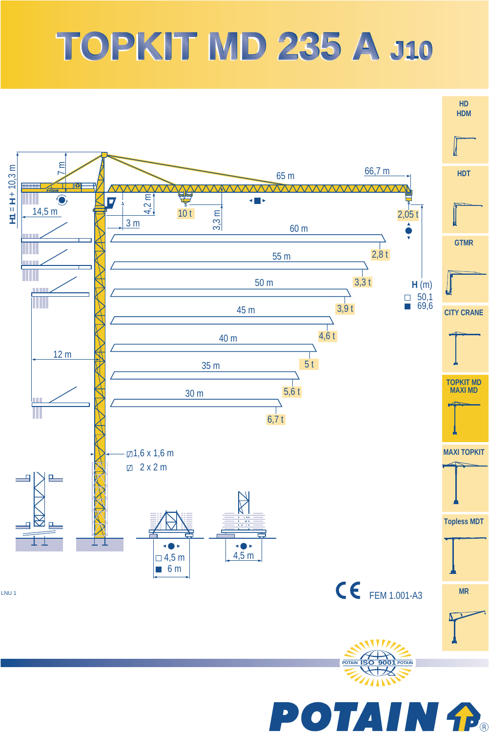# TOPKIT MD 235 A J10

H1 = H + 10,3 m

7 m

14,5 m

4,2 m

3 m

65 m

66,7 m

10 t

3,3 m

2,05 t

| Jib length | Tip load |
|---|---|
| 66,7 m | 2,05 t |
| 60 m | 2,8 t |
| 55 m | 3,3 t |
| 50 m | 3,9 t |
| 45 m | 4,6 t |
| 40 m | 5 t |
| 35 m | 5,6 t |
| 30 m | 6,7 t |

**H** (m)

- □ 50,1
- ■ 69,6

12 m

1,6 x 1,6 m

2 x 2 m

□ 4,5 m

■ 6 m

4,5 m

LNU 1

CE FEM 1.001-A3

HD HDM | HDT | GTMR | CITY CRANE | TOPKIT MD MAXI MD | MAXI TOPKIT | Topless MDT | MR

POTAIN ISO 9001 POTAIN

POTAIN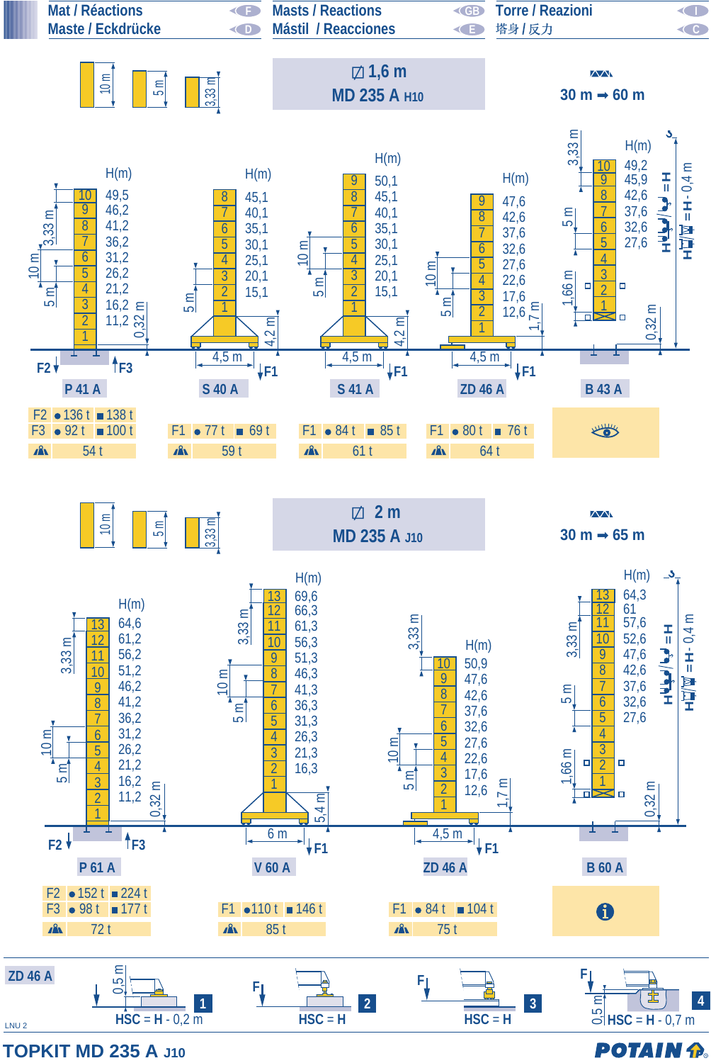Mat / Réactions | Masts / Reactions | Torre / Reazioni
Maste / Eckdrücke | Mástil / Reacciones | 塔身 / 反力

## ⧄ 1,6 m — MD 235 A H10

30 m ➡ 60 m

Mast sections: 10 m, 5 m, 3,33 m

### P 41 A

| Section | H(m) |
|---|---|
| 10 | 49,5 |
| 9 | 46,2 |
| 8 | 41,2 |
| 7 | 36,2 |
| 6 | 31,2 |
| 5 | 26,2 |
| 4 | 21,2 |
| 3 | 16,2 |
| 2 | 11,2 |
| 1 | |

3,33 m — 10 m — 5 m — 0,32 m — F2 — F3

| | ● | ■ |
|---|---|---|
| F2 | 136 t | 138 t |
| F3 | 92 t | 100 t |
| ⛰ | 54 t | |

### S 40 A

| Section | H(m) |
|---|---|
| 8 | 45,1 |
| 7 | 40,1 |
| 6 | 35,1 |
| 5 | 30,1 |
| 4 | 25,1 |
| 3 | 20,1 |
| 2 | 15,1 |
| 1 | |

5 m — 4,5 m — 4,2 m — F1

| | ● | ■ |
|---|---|---|
| F1 | 77 t | 69 t |
| ⛰ | 59 t | |

### S 41 A

| Section | H(m) |
|---|---|
| 9 | 50,1 |
| 8 | 45,1 |
| 7 | 40,1 |
| 6 | 35,1 |
| 5 | 30,1 |
| 4 | 25,1 |
| 3 | 20,1 |
| 2 | 15,1 |
| 1 | |

10 m — 5 m — 4,5 m — 4,2 m — F1

| | ● | ■ |
|---|---|---|
| F1 | 84 t | 85 t |
| ⛰ | 61 t | |

### ZD 46 A

| Section | H(m) |
|---|---|
| 9 | 47,6 |
| 8 | 42,6 |
| 7 | 37,6 |
| 6 | 32,6 |
| 5 | 27,6 |
| 4 | 22,6 |
| 3 | 17,6 |
| 2 | 12,6 |
| 1 | |

10 m — 5 m — 4,5 m — 1,7 m — F1

| | ● | ■ |
|---|---|---|
| F1 | 80 t | 76 t |
| ⛰ | 64 t | |

### B 43 A

| Section | H(m) |
|---|---|
| 10 | 49,2 |
| 9 | 45,9 |
| 8 | 42,6 |
| 7 | 37,6 |
| 6 | 32,6 |
| 5 | 27,6 |
| 4 | |
| 3 | |
| 2 | |
| 1 | |

3,33 m — 5 m — 1,66 m — 0,32 m

H = H - 0,4 m

## ⧄ 2 m — MD 235 A J10

30 m ➡ 65 m

Mast sections: 10 m, 5 m, 3,33 m

### P 61 A

| Section | H(m) |
|---|---|
| 13 | 64,6 |
| 12 | 61,2 |
| 11 | 56,2 |
| 10 | 51,2 |
| 9 | 46,2 |
| 8 | 41,2 |
| 7 | 36,2 |
| 6 | 31,2 |
| 5 | 26,2 |
| 4 | 21,2 |
| 3 | 16,2 |
| 2 | 11,2 |
| 1 | |

3,33 m — 10 m — 5 m — 0,32 m — F2 — F3

| | ● | ■ |
|---|---|---|
| F2 | 152 t | 224 t |
| F3 | 98 t | 177 t |
| ⛰ | 72 t | |

### V 60 A

| Section | H(m) |
|---|---|
| 13 | 69,6 |
| 12 | 66,3 |
| 11 | 61,3 |
| 10 | 56,3 |
| 9 | 51,3 |
| 8 | 46,3 |
| 7 | 41,3 |
| 6 | 36,3 |
| 5 | 31,3 |
| 4 | 26,3 |
| 3 | 21,3 |
| 2 | 16,3 |
| 1 | |

3,33 m — 10 m — 5 m — 6 m — 5,4 m — F1

| | ● | ■ |
|---|---|---|
| F1 | 110 t | 146 t |
| ⛰ | 85 t | |

### ZD 46 A

| Section | H(m) |
|---|---|
| 10 | 50,9 |
| 9 | 47,6 |
| 8 | 42,6 |
| 7 | 37,6 |
| 6 | 32,6 |
| 5 | 27,6 |
| 4 | 22,6 |
| 3 | 17,6 |
| 2 | 12,6 |
| 1 | |

3,33 m — 10 m — 5 m — 4,5 m — 1,7 m — F1

| | ● | ■ |
|---|---|---|
| F1 | 84 t | 104 t |
| ⛰ | 75 t | |

### B 60 A

| Section | H(m) |
|---|---|
| 13 | 64,3 |
| 12 | 61 |
| 11 | 57,6 |
| 10 | 52,6 |
| 9 | 47,6 |
| 8 | 42,6 |
| 7 | 37,6 |
| 6 | 32,6 |
| 5 | 27,6 |
| 4 | |
| 3 | |
| 2 | |
| 1 | |

3,33 m — 5 m — 1,66 m — 0,32 m

H = H - 0,4 m

## ZD 46 A

1. 0,5 m — HSC = H - 0,2 m
2. F — HSC = H
3. F — HSC = H
4. F — 0,5 m — HSC = H - 0,7 m

LNU 2

**TOPKIT MD 235 A J10** — POTAIN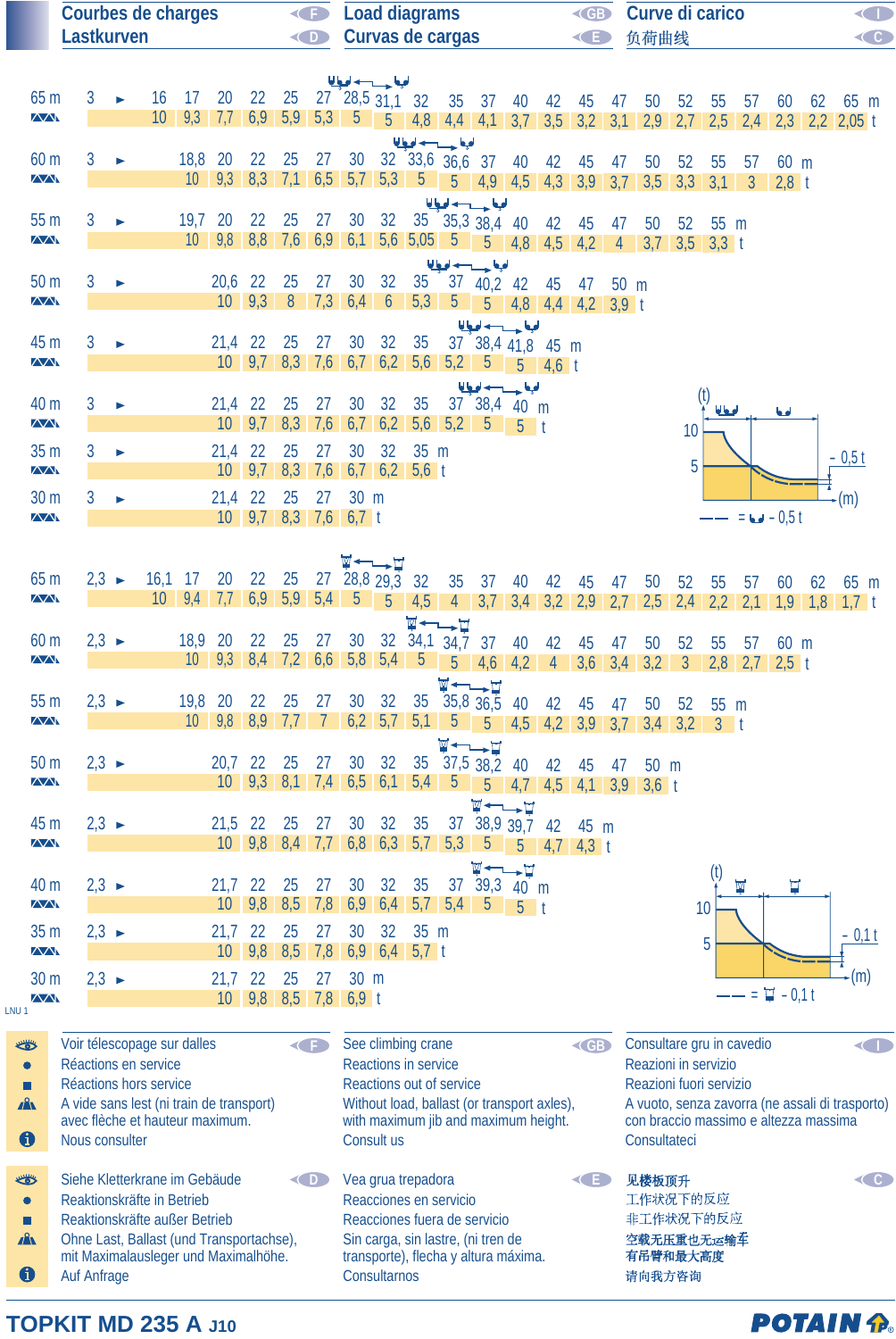# Courbes de charges / Lastkurven / Load diagrams / Curvas de cargas / Curve di carico / 负荷曲线

| 65 m | 3 ► 16 | 17 | 20 | 22 | 25 | 27 | 28,5 | 31,1 | 32 | 35 | 37 | 40 | 42 | 45 | 47 | 50 | 52 | 55 | 57 | 60 | 62 | 65 m |
|---|---|---|---|---|---|---|---|---|---|---|---|---|---|---|---|---|---|---|---|---|---|---|
| t | 10 | 9,3 | 7,7 | 6,9 | 5,9 | 5,3 | 5 | 5 | 4,8 | 4,4 | 4,1 | 3,7 | 3,5 | 3,2 | 3,1 | 2,9 | 2,7 | 2,5 | 2,4 | 2,3 | 2,2 | 2,05 |

| 60 m | 3 ► 18,8 | 20 | 22 | 25 | 27 | 30 | 32 | 33,6 | 36,6 | 37 | 40 | 42 | 45 | 47 | 50 | 52 | 55 | 57 | 60 m |
|---|---|---|---|---|---|---|---|---|---|---|---|---|---|---|---|---|---|---|---|
| t | 10 | 9,3 | 8,3 | 7,1 | 6,5 | 5,7 | 5,3 | 5 | 5 | 4,9 | 4,5 | 4,3 | 3,9 | 3,7 | 3,5 | 3,3 | 3,1 | 3 | 2,8 |

| 55 m | 3 ► 19,7 | 20 | 22 | 25 | 27 | 30 | 32 | 35 | 35,3 | 38,4 | 40 | 42 | 45 | 47 | 50 | 52 | 55 m |
|---|---|---|---|---|---|---|---|---|---|---|---|---|---|---|---|---|---|
| t | 10 | 9,8 | 8,8 | 7,6 | 6,9 | 6,1 | 5,6 | 5,05 | 5 | 5 | 4,8 | 4,5 | 4,2 | 4 | 3,7 | 3,5 | 3,3 |

| 50 m | 3 ► 20,6 | 22 | 25 | 27 | 30 | 32 | 35 | 37 | 40,2 | 42 | 45 | 47 | 50 m |
|---|---|---|---|---|---|---|---|---|---|---|---|---|---|
| t | 10 | 9,3 | 8 | 7,3 | 6,4 | 6 | 5,3 | 5 | 5 | 4,8 | 4,4 | 4,2 | 3,9 |

| 45 m | 3 ► 21,4 | 22 | 25 | 27 | 30 | 32 | 35 | 37 | 38,4 | 41,8 | 45 m |
|---|---|---|---|---|---|---|---|---|---|---|---|
| t | 10 | 9,7 | 8,3 | 7,6 | 6,7 | 6,2 | 5,6 | 5,2 | 5 | 5 | 4,6 |

| 40 m | 3 ► 21,4 | 22 | 25 | 27 | 30 | 32 | 35 | 37 | 38,4 | 40 m |
|---|---|---|---|---|---|---|---|---|---|---|
| t | 10 | 9,7 | 8,3 | 7,6 | 6,7 | 6,2 | 5,6 | 5,2 | 5 | 5 |

| 35 m | 3 ► 21,4 | 22 | 25 | 27 | 30 | 32 | 35 m |
|---|---|---|---|---|---|---|---|
| t | 10 | 9,7 | 8,3 | 7,6 | 6,7 | 6,2 | 5,6 |

| 30 m | 3 ► 21,4 | 22 | 25 | 27 | 30 m |
|---|---|---|---|---|---|
| t | 10 | 9,7 | 8,3 | 7,6 | 6,7 |

(t) 10, 5 — (m) — 0,5 t; —— = - 0,5 t

| 65 m | 2,3 ► 16,1 | 17 | 20 | 22 | 25 | 27 | 28,8 | 29,3 | 32 | 35 | 37 | 40 | 42 | 45 | 47 | 50 | 52 | 55 | 57 | 60 | 62 | 65 m |
|---|---|---|---|---|---|---|---|---|---|---|---|---|---|---|---|---|---|---|---|---|---|---|
| t | 10 | 9,4 | 7,7 | 6,9 | 5,9 | 5,4 | 5 | 5 | 4,5 | 4 | 3,7 | 3,4 | 3,2 | 2,9 | 2,7 | 2,5 | 2,4 | 2,2 | 2,1 | 1,9 | 1,8 | 1,7 |

| 60 m | 2,3 ► 18,9 | 20 | 22 | 25 | 27 | 30 | 32 | 34,1 | 34,7 | 37 | 40 | 42 | 45 | 47 | 50 | 52 | 55 | 57 | 60 m |
|---|---|---|---|---|---|---|---|---|---|---|---|---|---|---|---|---|---|---|---|
| t | 10 | 9,3 | 8,4 | 7,2 | 6,6 | 5,8 | 5,4 | 5 | 5 | 4,6 | 4,2 | 4 | 3,6 | 3,4 | 3,2 | 3 | 2,8 | 2,7 | 2,5 |

| 55 m | 2,3 ► 19,8 | 20 | 22 | 25 | 27 | 30 | 32 | 35 | 35,8 | 36,5 | 40 | 42 | 45 | 47 | 50 | 52 | 55 m |
|---|---|---|---|---|---|---|---|---|---|---|---|---|---|---|---|---|---|
| t | 10 | 9,8 | 8,9 | 7,7 | 7 | 6,2 | 5,7 | 5,1 | 5 | 5 | 4,5 | 4,2 | 3,9 | 3,7 | 3,4 | 3,2 | 3 |

| 50 m | 2,3 ► 20,7 | 22 | 25 | 27 | 30 | 32 | 35 | 37,5 | 38,2 | 40 | 42 | 45 | 47 | 50 m |
|---|---|---|---|---|---|---|---|---|---|---|---|---|---|---|
| t | 10 | 9,3 | 8,1 | 7,4 | 6,5 | 6,1 | 5,4 | 5 | 5 | 4,7 | 4,5 | 4,1 | 3,9 | 3,6 |

| 45 m | 2,3 ► 21,5 | 22 | 25 | 27 | 30 | 32 | 35 | 37 | 38,9 | 39,7 | 42 | 45 m |
|---|---|---|---|---|---|---|---|---|---|---|---|---|
| t | 10 | 9,8 | 8,4 | 7,7 | 6,8 | 6,3 | 5,7 | 5,3 | 5 | 5 | 4,7 | 4,3 |

| 40 m | 2,3 ► 21,7 | 22 | 25 | 27 | 30 | 32 | 35 | 37 | 39,3 | 40 m |
|---|---|---|---|---|---|---|---|---|---|---|
| t | 10 | 9,8 | 8,5 | 7,8 | 6,9 | 6,4 | 5,7 | 5,4 | 5 | 5 |

| 35 m | 2,3 ► 21,7 | 22 | 25 | 27 | 30 | 32 | 35 m |
|---|---|---|---|---|---|---|---|
| t | 10 | 9,8 | 8,5 | 7,8 | 6,9 | 6,4 | 5,7 |

| 30 m | 2,3 ► 21,7 | 22 | 25 | 27 | 30 m |
|---|---|---|---|---|---|
| t | 10 | 9,8 | 8,5 | 7,8 | 6,9 |

(t) 10, 5 — (m) — 0,1 t; —— = - 0,1 t

LNU 1

| Symbole | F | GB | I |
|---|---|---|---|
| 👁 | Voir télescopage sur dalles | See climbing crane | Consultare gru in cavedio |
| ● | Réactions en service | Reactions in service | Reazioni in servizio |
| ■ | Réactions hors service | Reactions out of service | Reazioni fuori servizio |
| ▲ | A vide sans lest (ni train de transport) avec flèche et hauteur maximum. | Without load, ballast (or transport axles), with maximum jib and maximum height. | A vuoto, senza zavorra (ne assali di trasporto) con braccio massimo e altezza massima |
| ℹ | Nous consulter | Consult us | Consultateci |

| Symbole | D | E | C |
|---|---|---|---|
| 👁 | Siehe Kletterkrane im Gebäude | Vea grua trepadora | 见楼板顶升 |
| ● | Reaktionskräfte in Betrieb | Reacciones en servicio | 工作状况下的反应 |
| ■ | Reaktionskräfte außer Betrieb | Reacciones fuera de servicio | 非工作状况下的反应 |
| ▲ | Ohne Last, Ballast (und Transportachse), mit Maximalausleger und Maximalhöhe. | Sin carga, sin lastre, (ni tren de transporte), flecha y altura máxima. | 空载无压重也无运输车有吊臂和最大高度 |
| ℹ | Auf Anfrage | Consultarnos | 请向我方咨询 |

**TOPKIT MD 235 A J10**

POTAIN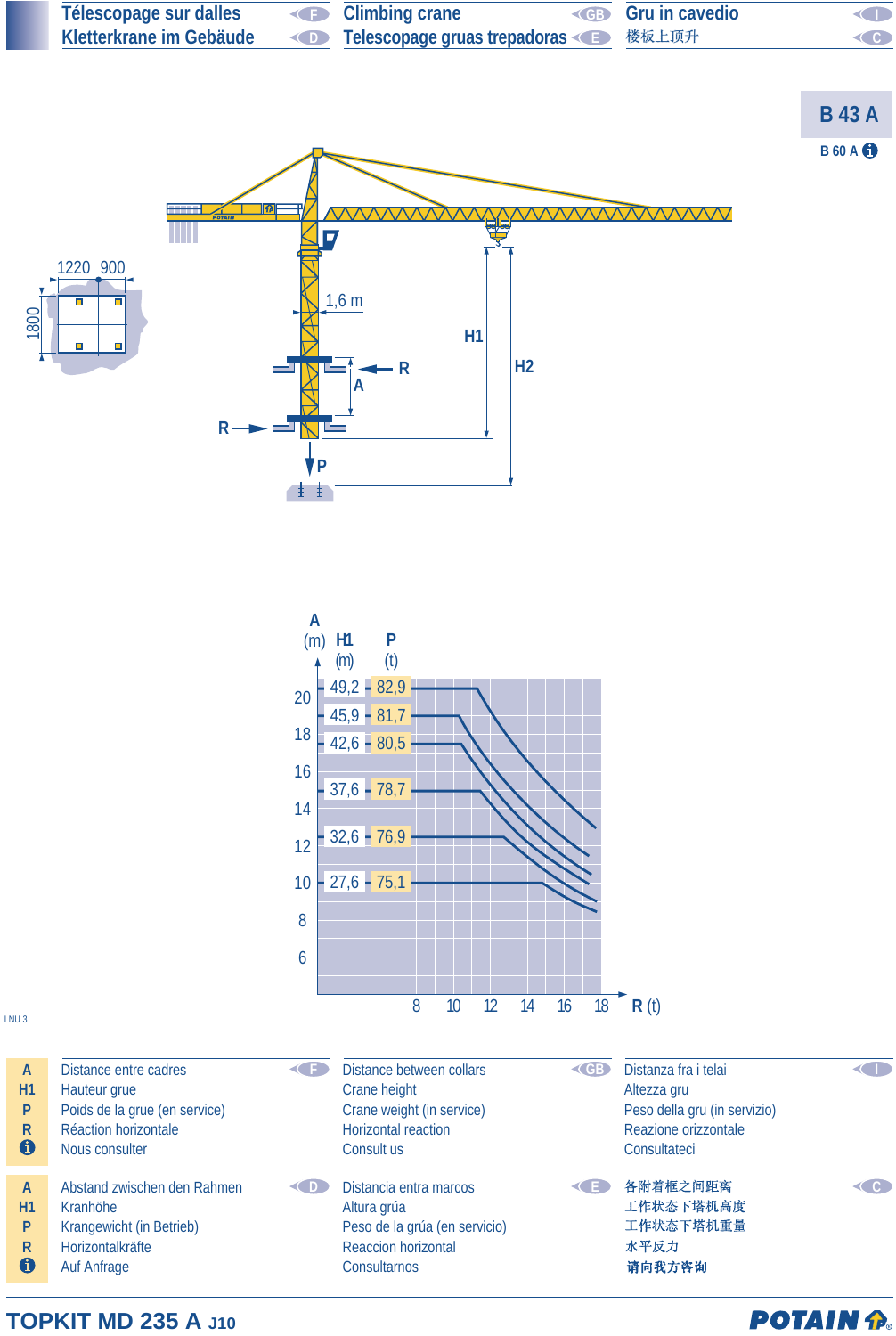Télescopage sur dalles (F) | Climbing crane (GB) | Gru in cavedio (I)
Kletterkrane im Gebäude (D) | Telescopage gruas trepadoras (E) | 楼板上顶升 (C)

**B 43 A**

B 60 A ℹ

1220 900

1800

1,6 m

H1

H2

R

A

R

P

| A (m) | H1 (m) | P (t) |
|---|---|---|
| | 49,2 | 82,9 |
| | 45,9 | 81,7 |
| | 42,6 | 80,5 |
| | 37,6 | 78,7 |
| | 32,6 | 76,9 |
| | 27,6 | 75,1 |

A (m): 6, 8, 10, 12, 14, 16, 18, 20

R (t): 8, 10, 12, 14, 16, 18

LNU 3

| | F | GB | I |
|---|---|---|---|
| **A** | Distance entre cadres | Distance between collars | Distanza fra i telai |
| **H1** | Hauteur grue | Crane height | Altezza gru |
| **P** | Poids de la grue (en service) | Crane weight (in service) | Peso della gru (in servizio) |
| **R** | Réaction horizontale | Horizontal reaction | Reazione orizzontale |
| **ℹ** | Nous consulter | Consult us | Consultateci |

| | D | E | C |
|---|---|---|---|
| **A** | Abstand zwischen den Rahmen | Distancia entra marcos | 各附着框之间距离 |
| **H1** | Kranhöhe | Altura grúa | 工作状态下塔机高度 |
| **P** | Krangewicht (in Betrieb) | Peso de la grúa (en servicio) | 工作状态下塔机重量 |
| **R** | Horizontalkräfte | Reaccion horizontal | 水平反力 |
| **ℹ** | Auf Anfrage | Consultarnos | 请向我方咨询 |

**TOPKIT MD 235 A** J10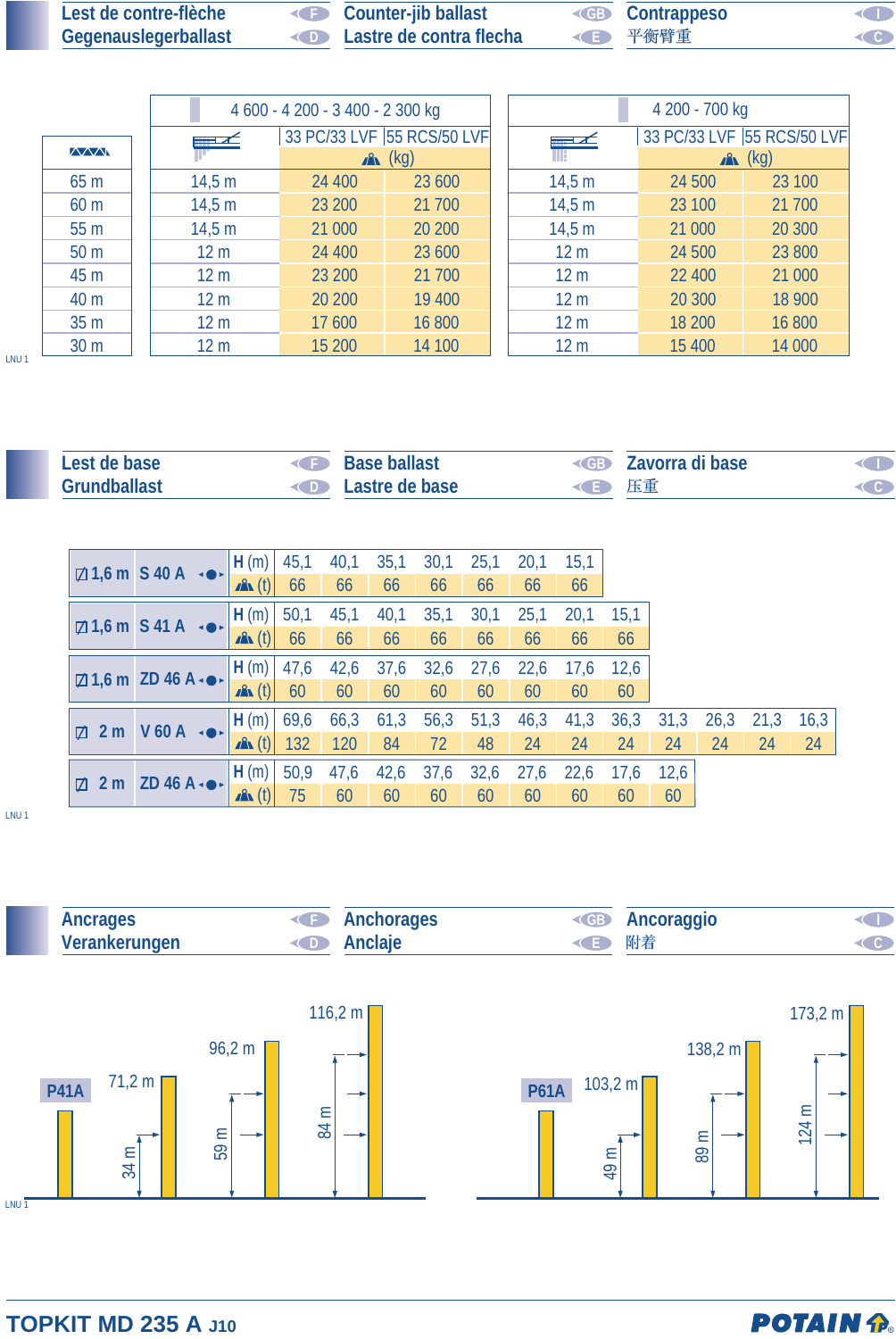## Lest de contre-flèche / Gegenauslegerballast / Counter-jib ballast / Lastre de contra flecha / Contrappeso / 平衡臂重

| | 4 600 - 4 200 - 3 400 - 2 300 kg | | | 4 200 - 700 kg | | |
|---|---|---|---|---|---|---|
| | | 33 PC/33 LVF (kg) | 55 RCS/50 LVF (kg) | | 33 PC/33 LVF (kg) | 55 RCS/50 LVF (kg) |
| 65 m | 14,5 m | 24 400 | 23 600 | 14,5 m | 24 500 | 23 100 |
| 60 m | 14,5 m | 23 200 | 21 700 | 14,5 m | 23 100 | 21 700 |
| 55 m | 14,5 m | 21 000 | 20 200 | 14,5 m | 21 000 | 20 300 |
| 50 m | 12 m | 24 400 | 23 600 | 12 m | 24 500 | 23 800 |
| 45 m | 12 m | 23 200 | 21 700 | 12 m | 22 400 | 21 000 |
| 40 m | 12 m | 20 200 | 19 400 | 12 m | 20 300 | 18 900 |
| 35 m | 12 m | 17 600 | 16 800 | 12 m | 18 200 | 16 800 |
| 30 m | 12 m | 15 200 | 14 100 | 12 m | 15 400 | 14 000 |

LNU 1

## Lest de base / Grundballast / Base ballast / Lastre de base / Zavorra di base / 压重

| 1,6 m | S 40 A | | | | | | | | | | | |
|---|---|---|---|---|---|---|---|---|---|---|---|---|
| H (m) | 45,1 | 40,1 | 35,1 | 30,1 | 25,1 | 20,1 | 15,1 | | | | | |
| (t) | 66 | 66 | 66 | 66 | 66 | 66 | 66 | | | | | |

| 1,6 m | S 41 A | | | | | | | | | | | |
|---|---|---|---|---|---|---|---|---|---|---|---|---|
| H (m) | 50,1 | 45,1 | 40,1 | 35,1 | 30,1 | 25,1 | 20,1 | 15,1 | | | | |
| (t) | 66 | 66 | 66 | 66 | 66 | 66 | 66 | 66 | | | | |

| 1,6 m | ZD 46 A | | | | | | | | | | | |
|---|---|---|---|---|---|---|---|---|---|---|---|---|
| H (m) | 47,6 | 42,6 | 37,6 | 32,6 | 27,6 | 22,6 | 17,6 | 12,6 | | | | |
| (t) | 60 | 60 | 60 | 60 | 60 | 60 | 60 | 60 | | | | |

| 2 m | V 60 A | | | | | | | | | | | |
|---|---|---|---|---|---|---|---|---|---|---|---|---|
| H (m) | 69,6 | 66,3 | 61,3 | 56,3 | 51,3 | 46,3 | 41,3 | 36,3 | 31,3 | 26,3 | 21,3 | 16,3 |
| (t) | 132 | 120 | 84 | 72 | 48 | 24 | 24 | 24 | 24 | 24 | 24 | 24 |

| 2 m | ZD 46 A | | | | | | | | | | | |
|---|---|---|---|---|---|---|---|---|---|---|---|---|
| H (m) | 50,9 | 47,6 | 42,6 | 37,6 | 32,6 | 27,6 | 22,6 | 17,6 | 12,6 | | | |
| (t) | 75 | 60 | 60 | 60 | 60 | 60 | 60 | 60 | 60 | | | |

LNU 1

## Ancrages / Verankerungen / Anchorages / Anclaje / Ancoraggio / 附着

**P41A**: 71,2 m (34 m) – 96,2 m (59 m) – 116,2 m (84 m)

**P61A**: 103,2 m (49 m) – 138,2 m (89 m) – 173,2 m (124 m)

LNU 1

**TOPKIT MD 235 A J10** — POTAIN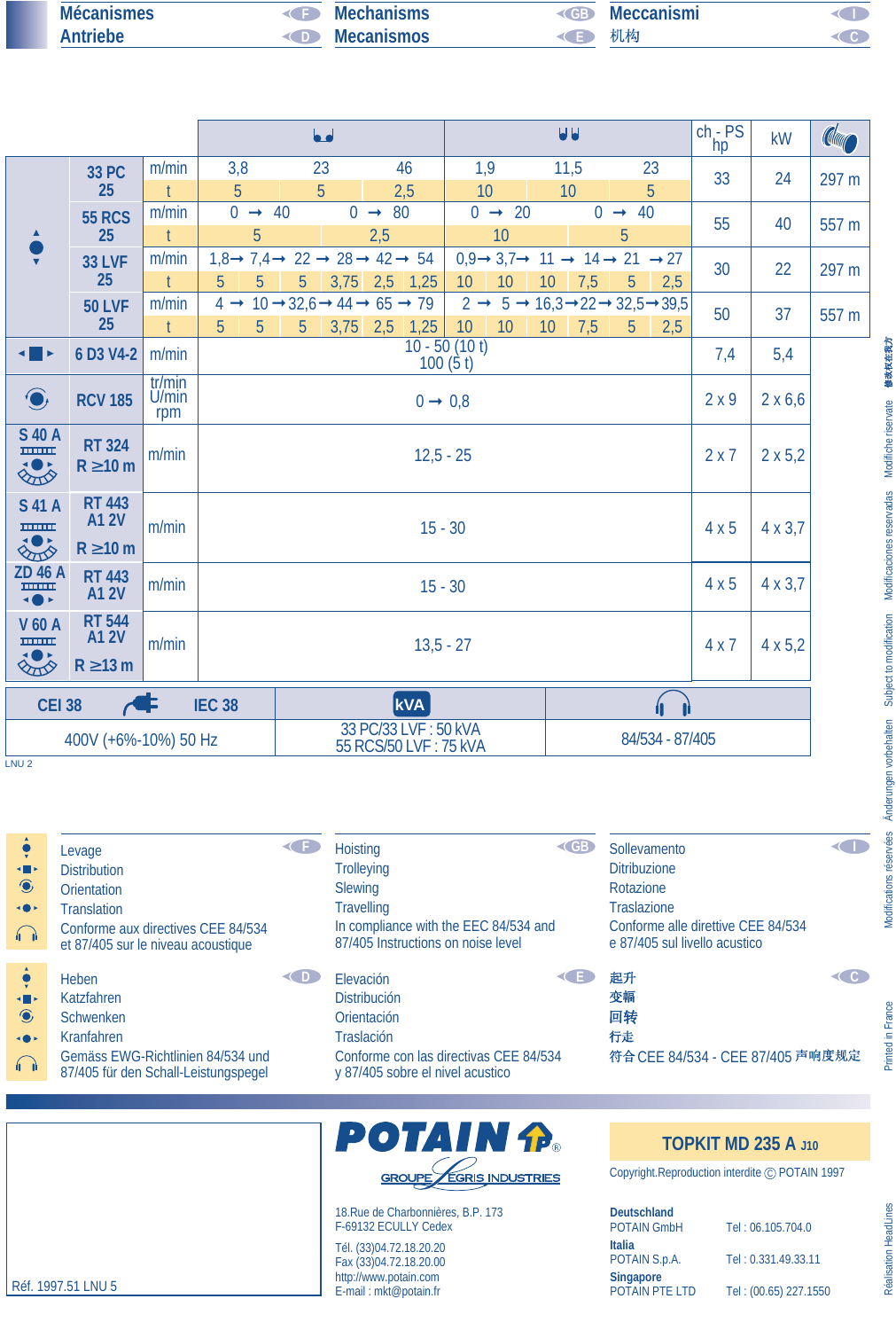| Mécanismes | Antriebe | Mechanisms | Mecanismos | Meccanismi | 机构 |
|---|---|---|---|---|---|

| | | | (1 fall) | | | (2 falls) | | | ch - PS hp | kW | |
|---|---|---|---|---|---|---|---|---|---|---|---|
| Levage | 33 PC 25 | m/min | 3,8 | 23 | 46 | 1,9 | 11,5 | 23 | 33 | 24 | 297 m |
| | | t | 5 | 5 | 2,5 | 10 | 10 | 5 | | | |
| | 55 RCS 25 | m/min | 0 → 40 | | 0 → 80 | 0 → 20 | | 0 → 40 | 55 | 40 | 557 m |
| | | t | 5 | | 2,5 | 10 | | 5 | | | |
| | 33 LVF 25 | m/min | 1,8→ 7,4→ 22 → 28→ 42→ 54 | | | 0,9→ 3,7→ 11 → 14→ 21 → 27 | | | 30 | 22 | 297 m |
| | | t | 5 5 5 3,75 2,5 1,25 | | | 10 10 10 7,5 5 2,5 | | | | | |
| | 50 LVF 25 | m/min | 4 → 10 →32,6→ 44→ 65 → 79 | | | 2 → 5 → 16,3→22→ 32,5→39,5 | | | 50 | 37 | 557 m |
| | | t | 5 5 5 3,75 2,5 1,25 | | | 10 10 10 7,5 5 2,5 | | | | | |
| Distribution | 6 D3 V4-2 | m/min | 10 - 50 (10 t) 100 (5 t) | | | | | | 7,4 | 5,4 | |
| Orientation | RCV 185 | tr/min U/min rpm | 0 → 0,8 | | | | | | 2 x 9 | 2 x 6,6 | |
| S 40 A | RT 324 R ≥10 m | m/min | 12,5 - 25 | | | | | | 2 x 7 | 2 x 5,2 | |
| S 41 A | RT 443 A1 2V R ≥10 m | m/min | 15 - 30 | | | | | | 4 x 5 | 4 x 3,7 | |
| ZD 46 A | RT 443 A1 2V | m/min | 15 - 30 | | | | | | 4 x 5 | 4 x 3,7 | |
| V 60 A | RT 544 A1 2V R ≥13 m | m/min | 13,5 - 27 | | | | | | 4 x 7 | 4 x 5,2 | |

| CEI 38 — IEC 38 | kVA | (noise) |
|---|---|---|
| 400V (+6%-10%) 50 Hz | 33 PC/33 LVF : 50 kVA<br>55 RCS/50 LVF : 75 kVA | 84/534 - 87/405 |

LNU 2

**F**
- Levage
- Distribution
- Orientation
- Translation
- Conforme aux directives CEE 84/534 et 87/405 sur le niveau acoustique

**GB**
- Hoisting
- Trolleying
- Slewing
- Travelling
- In compliance with the EEC 84/534 and 87/405 Instructions on noise level

**I**
- Sollevamento
- Ditribuzione
- Rotazione
- Traslazione
- Conforme alle direttive CEE 84/534 e 87/405 sul livello acustico

**D**
- Heben
- Katzfahren
- Schwenken
- Kranfahren
- Gemäss EWG-Richtlinien 84/534 und 87/405 für den Schall-Leistungspegel

**E**
- Elevación
- Distribución
- Orientación
- Traslación
- Conforme con las directivas CEE 84/534 y 87/405 sobre el nivel acustico

**C**
- 起升
- 变幅
- 回转
- 行走
- 符合 CEE 84/534 - CEE 87/405 声响度规定

Réf. 1997.51 LNU 5

**POTAIN**

GROUPE LEGRIS INDUSTRIES

18.Rue de Charbonnières, B.P. 173
F-69132 ECULLY Cedex

Tél. (33)04.72.18.20.20
Fax (33)04.72.18.20.00
http://www.potain.com
E-mail : mkt@potain.fr

## TOPKIT MD 235 A J10

Copyright.Reproduction interdite © POTAIN 1997

**Deutschland**
POTAIN GmbH Tel : 06.105.704.0

**Italia**
POTAIN S.p.A. Tel : 0.331.49.33.11

**Singapore**
POTAIN PTE LTD Tel : (00.65) 227.1550

Modifications réservées – Änderungen vorbehalten – Subject to modification – Modificaciones reservadas – Modifiche riservate – 修改权在我方

Printed in France

Réalisation HeadLines